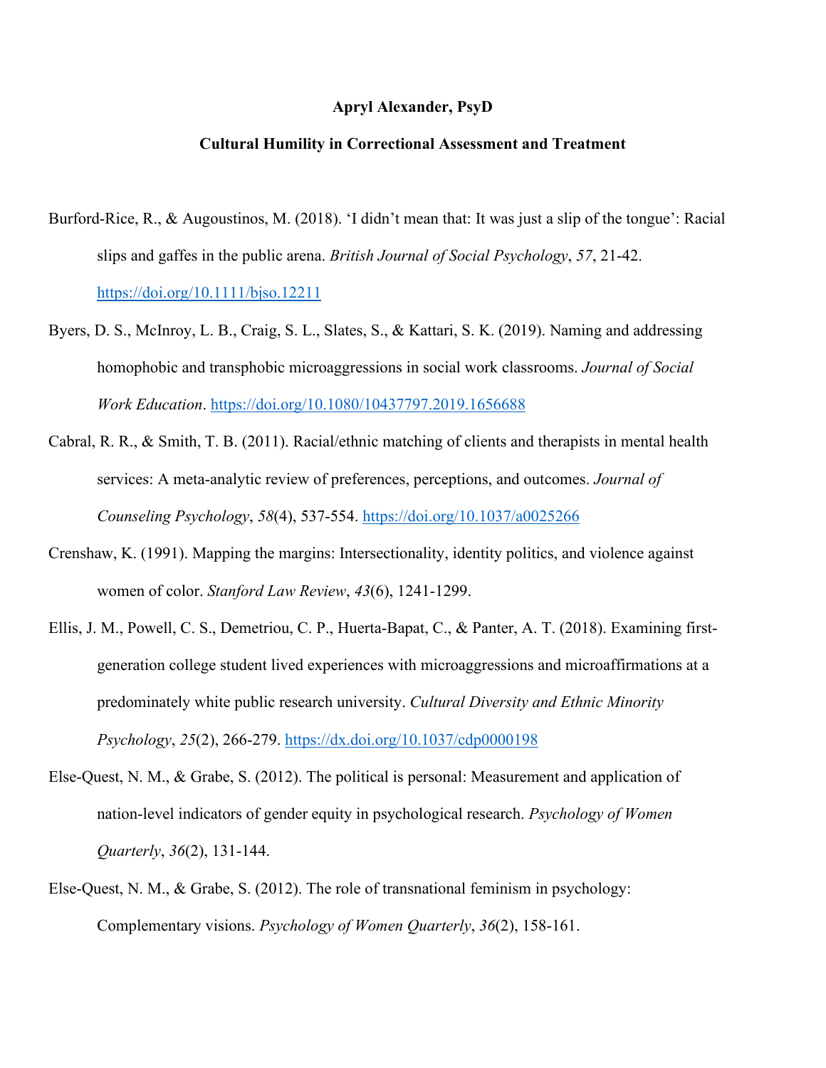**Apryl Alexander, PsyD**

**Cultural Humility in Correctional Assessment and Treatment**

Burford-Rice, R., & Augoustinos, M. (2018). 'I didn't mean that: It was just a slip of the tongue': Racial slips and gaffes in the public arena. *British Journal of Social Psychology*, *57*, 21-42. https://doi.org/10.1111/bjso.12211

Byers, D. S., McInroy, L. B., Craig, S. L., Slates, S., & Kattari, S. K. (2019). Naming and addressing homophobic and transphobic microaggressions in social work classrooms. *Journal of Social Work Education*. https://doi.org/10.1080/10437797.2019.1656688

Cabral, R. R., & Smith, T. B. (2011). Racial/ethnic matching of clients and therapists in mental health services: A meta-analytic review of preferences, perceptions, and outcomes. *Journal of Counseling Psychology*, *58*(4), 537-554. https://doi.org/10.1037/a0025266

Crenshaw, K. (1991). Mapping the margins: Intersectionality, identity politics, and violence against women of color. *Stanford Law Review*, *43*(6), 1241-1299.

Ellis, J. M., Powell, C. S., Demetriou, C. P., Huerta-Bapat, C., & Panter, A. T. (2018). Examining first-generation college student lived experiences with microaggressions and microaffirmations at a predominately white public research university. *Cultural Diversity and Ethnic Minority Psychology*, *25*(2), 266-279. https://dx.doi.org/10.1037/cdp0000198

Else-Quest, N. M., & Grabe, S. (2012). The political is personal: Measurement and application of nation-level indicators of gender equity in psychological research. *Psychology of Women Quarterly*, *36*(2), 131-144.

Else-Quest, N. M., & Grabe, S. (2012). The role of transnational feminism in psychology: Complementary visions. *Psychology of Women Quarterly*, *36*(2), 158-161.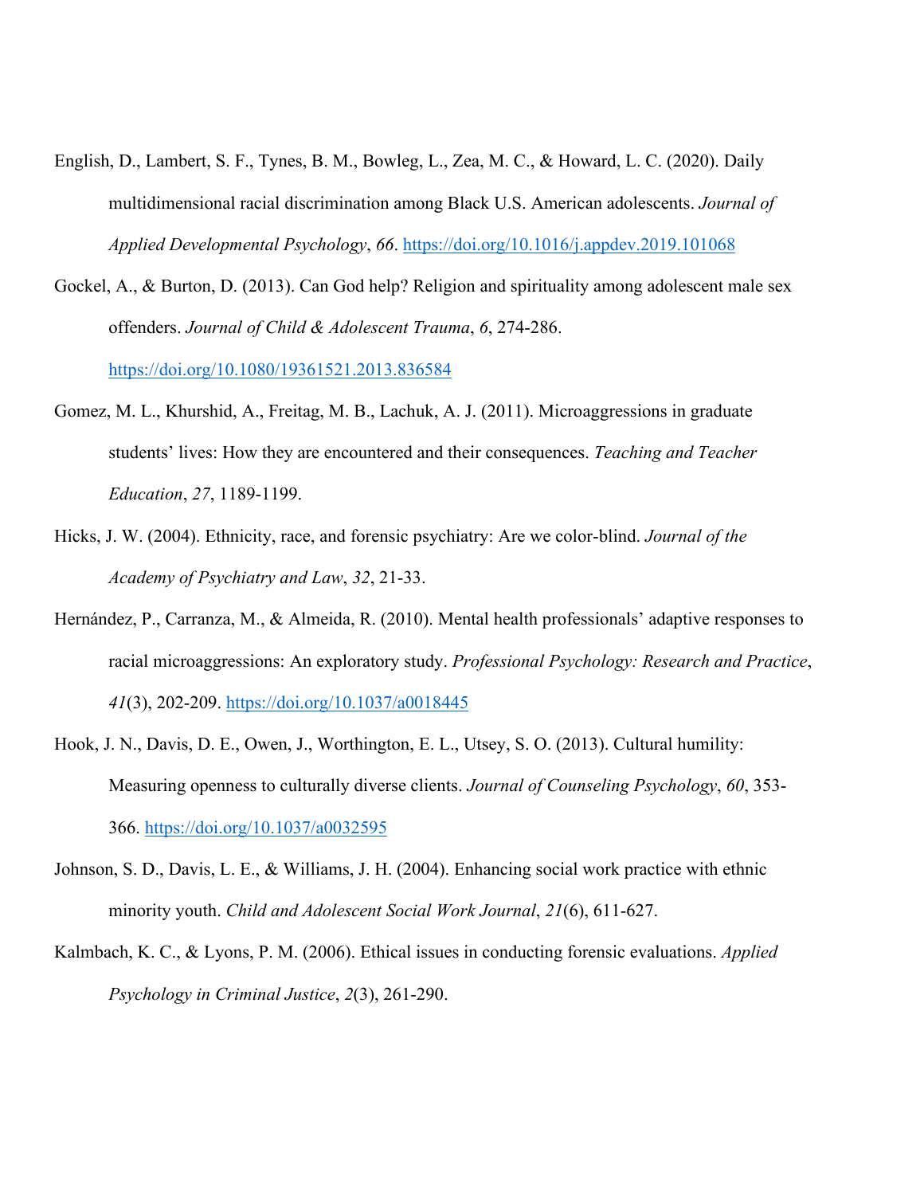English, D., Lambert, S. F., Tynes, B. M., Bowleg, L., Zea, M. C., & Howard, L. C. (2020). Daily multidimensional racial discrimination among Black U.S. American adolescents. *Journal of Applied Developmental Psychology*, *66*. https://doi.org/10.1016/j.appdev.2019.101068

Gockel, A., & Burton, D. (2013). Can God help? Religion and spirituality among adolescent male sex offenders. *Journal of Child & Adolescent Trauma*, *6*, 274-286. https://doi.org/10.1080/19361521.2013.836584

Gomez, M. L., Khurshid, A., Freitag, M. B., Lachuk, A. J. (2011). Microaggressions in graduate students' lives: How they are encountered and their consequences. *Teaching and Teacher Education*, *27*, 1189-1199.

Hicks, J. W. (2004). Ethnicity, race, and forensic psychiatry: Are we color-blind. *Journal of the Academy of Psychiatry and Law*, *32*, 21-33.

Hernández, P., Carranza, M., & Almeida, R. (2010). Mental health professionals' adaptive responses to racial microaggressions: An exploratory study. *Professional Psychology: Research and Practice*, *41*(3), 202-209. https://doi.org/10.1037/a0018445

Hook, J. N., Davis, D. E., Owen, J., Worthington, E. L., Utsey, S. O. (2013). Cultural humility: Measuring openness to culturally diverse clients. *Journal of Counseling Psychology*, *60*, 353-366. https://doi.org/10.1037/a0032595

Johnson, S. D., Davis, L. E., & Williams, J. H. (2004). Enhancing social work practice with ethnic minority youth. *Child and Adolescent Social Work Journal*, *21*(6), 611-627.

Kalmbach, K. C., & Lyons, P. M. (2006). Ethical issues in conducting forensic evaluations. *Applied Psychology in Criminal Justice*, *2*(3), 261-290.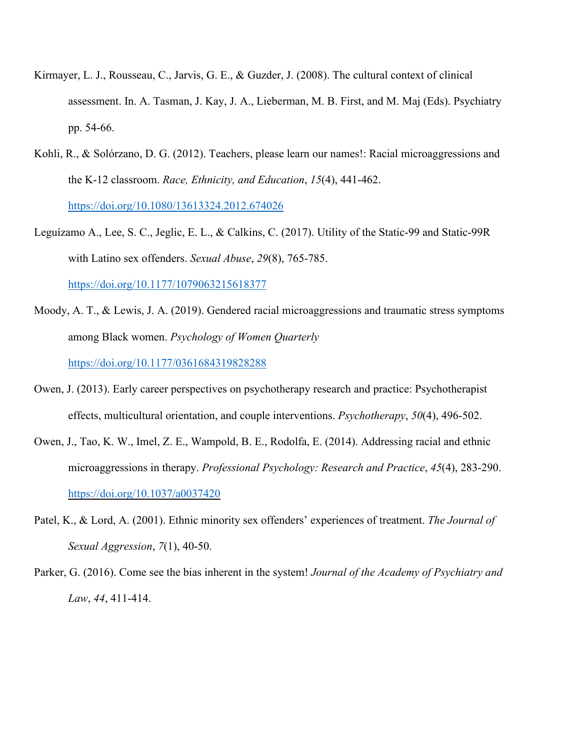Kirmayer, L. J., Rousseau, C., Jarvis, G. E., & Guzder, J. (2008). The cultural context of clinical assessment. In. A. Tasman, J. Kay, J. A., Lieberman, M. B. First, and M. Maj (Eds). Psychiatry pp. 54-66.

Kohli, R., & Solórzano, D. G. (2012). Teachers, please learn our names!: Racial microaggressions and the K-12 classroom. *Race, Ethnicity, and Education*, *15*(4), 441-462. https://doi.org/10.1080/13613324.2012.674026

Leguízamo A., Lee, S. C., Jeglic, E. L., & Calkins, C. (2017). Utility of the Static-99 and Static-99R with Latino sex offenders. *Sexual Abuse*, *29*(8), 765-785. https://doi.org/10.1177/1079063215618377

Moody, A. T., & Lewis, J. A. (2019). Gendered racial microaggressions and traumatic stress symptoms among Black women. *Psychology of Women Quarterly* https://doi.org/10.1177/0361684319828288

Owen, J. (2013). Early career perspectives on psychotherapy research and practice: Psychotherapist effects, multicultural orientation, and couple interventions. *Psychotherapy*, *50*(4), 496-502.

Owen, J., Tao, K. W., Imel, Z. E., Wampold, B. E., Rodolfa, E. (2014). Addressing racial and ethnic microaggressions in therapy. *Professional Psychology: Research and Practice*, *45*(4), 283-290. https://doi.org/10.1037/a0037420

Patel, K., & Lord, A. (2001). Ethnic minority sex offenders' experiences of treatment. *The Journal of Sexual Aggression*, *7*(1), 40-50.

Parker, G. (2016). Come see the bias inherent in the system! *Journal of the Academy of Psychiatry and Law*, *44*, 411-414.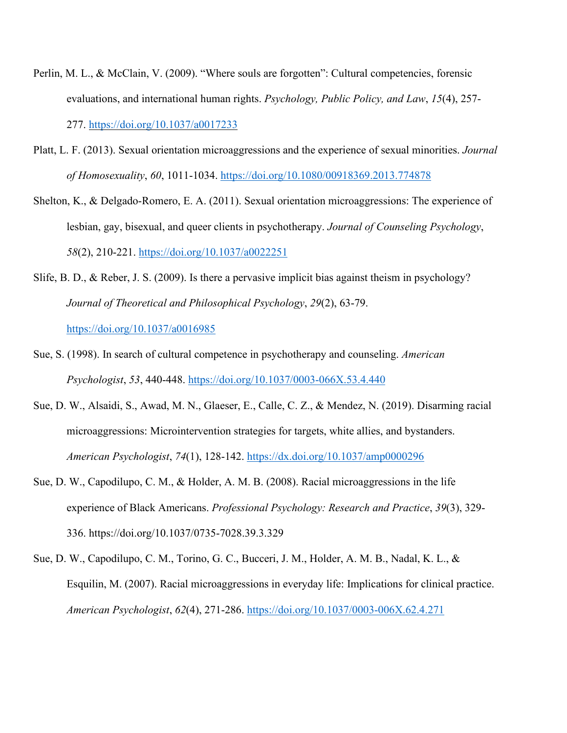Perlin, M. L., & McClain, V. (2009). “Where souls are forgotten”: Cultural competencies, forensic evaluations, and international human rights. *Psychology, Public Policy, and Law*, *15*(4), 257-277. https://doi.org/10.1037/a0017233

Platt, L. F. (2013). Sexual orientation microaggressions and the experience of sexual minorities. *Journal of Homosexuality*, *60*, 1011-1034. https://doi.org/10.1080/00918369.2013.774878

Shelton, K., & Delgado-Romero, E. A. (2011). Sexual orientation microaggressions: The experience of lesbian, gay, bisexual, and queer clients in psychotherapy. *Journal of Counseling Psychology*, *58*(2), 210-221. https://doi.org/10.1037/a0022251

Slife, B. D., & Reber, J. S. (2009). Is there a pervasive implicit bias against theism in psychology? *Journal of Theoretical and Philosophical Psychology*, *29*(2), 63-79. https://doi.org/10.1037/a0016985

Sue, S. (1998). In search of cultural competence in psychotherapy and counseling. *American Psychologist*, *53*, 440-448. https://doi.org/10.1037/0003-066X.53.4.440

Sue, D. W., Alsaidi, S., Awad, M. N., Glaeser, E., Calle, C. Z., & Mendez, N. (2019). Disarming racial microaggressions: Microintervention strategies for targets, white allies, and bystanders. *American Psychologist*, *74*(1), 128-142. https://dx.doi.org/10.1037/amp0000296

Sue, D. W., Capodilupo, C. M., & Holder, A. M. B. (2008). Racial microaggressions in the life experience of Black Americans. *Professional Psychology: Research and Practice*, *39*(3), 329-336. https://doi.org/10.1037/0735-7028.39.3.329

Sue, D. W., Capodilupo, C. M., Torino, G. C., Bucceri, J. M., Holder, A. M. B., Nadal, K. L., & Esquilin, M. (2007). Racial microaggressions in everyday life: Implications for clinical practice. *American Psychologist*, *62*(4), 271-286. https://doi.org/10.1037/0003-066X.62.4.271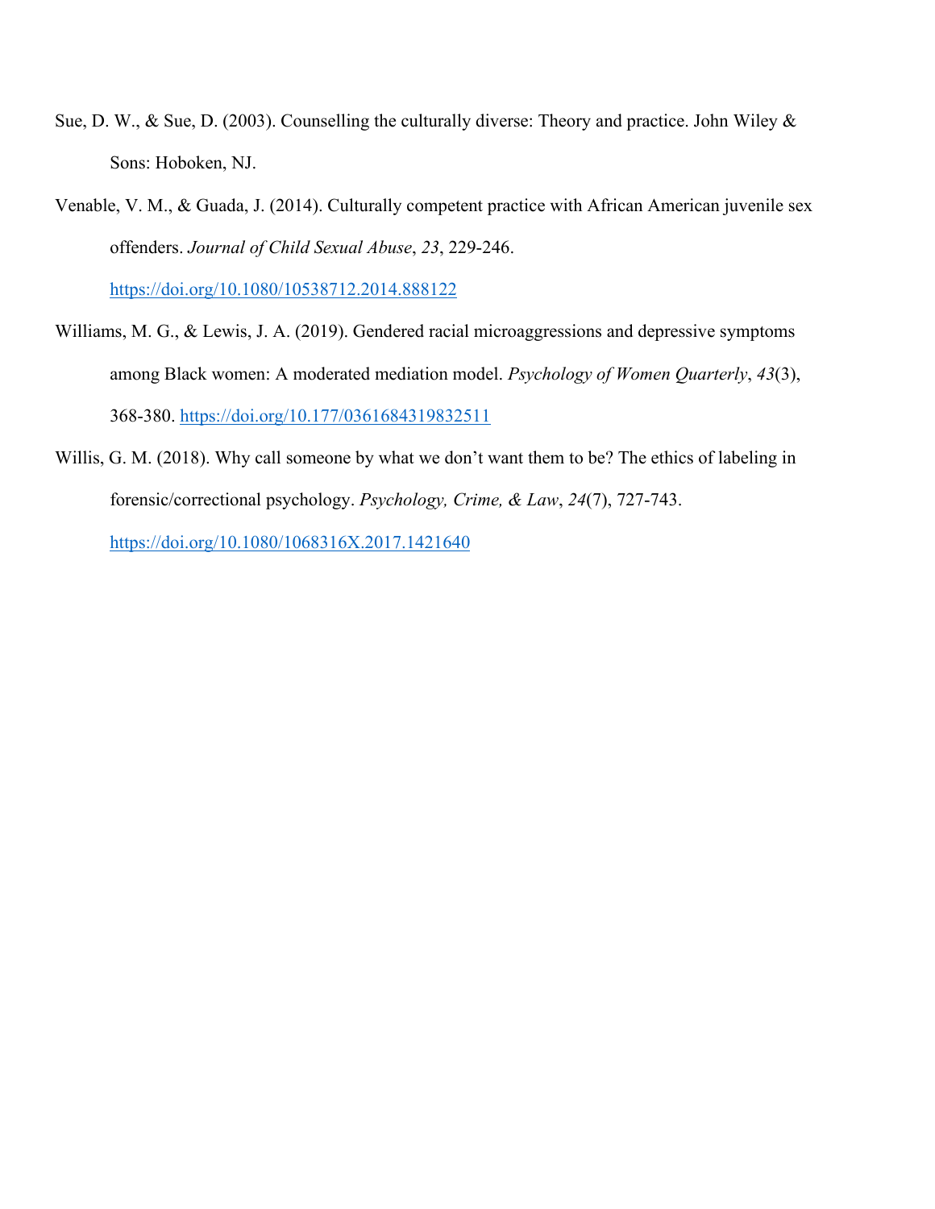Sue, D. W., & Sue, D. (2003). Counselling the culturally diverse: Theory and practice. John Wiley & Sons: Hoboken, NJ.

Venable, V. M., & Guada, J. (2014). Culturally competent practice with African American juvenile sex offenders. *Journal of Child Sexual Abuse*, *23*, 229-246. https://doi.org/10.1080/10538712.2014.888122

Williams, M. G., & Lewis, J. A. (2019). Gendered racial microaggressions and depressive symptoms among Black women: A moderated mediation model. *Psychology of Women Quarterly*, *43*(3), 368-380. https://doi.org/10.177/0361684319832511

Willis, G. M. (2018). Why call someone by what we don't want them to be? The ethics of labeling in forensic/correctional psychology. *Psychology, Crime, & Law*, *24*(7), 727-743. https://doi.org/10.1080/1068316X.2017.1421640